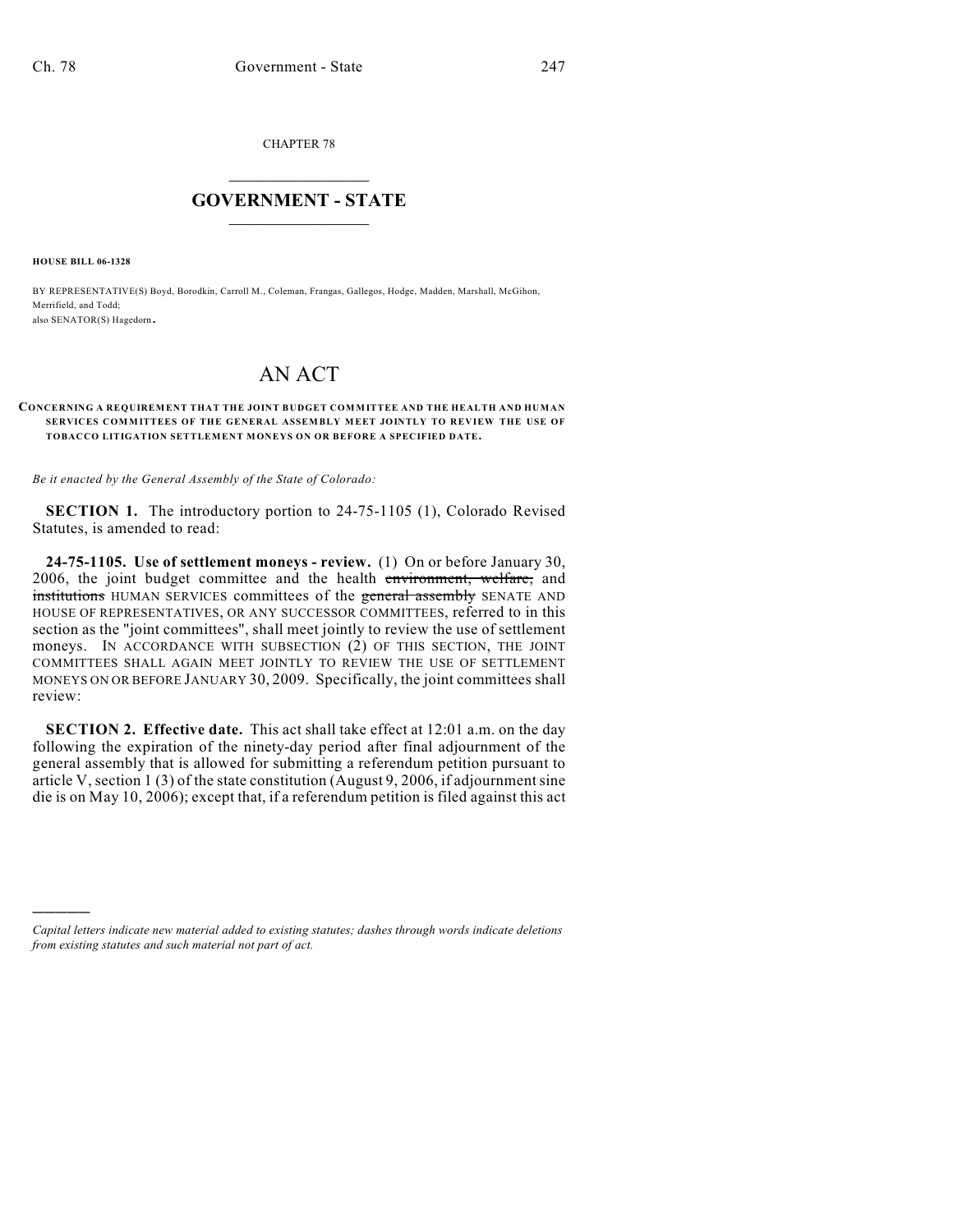CHAPTER 78

# GOVERNMENT - STATE

**HOUSE BILL 06-1328**

BY REPRESENTATIVE(S) Boyd, Borodkin, Carroll M., Coleman, Frangas, Gallegos, Hodge, Madden, Marshall, McGihon, Merrifield, and Todd;
also SENATOR(S) Hagedorn.

# AN ACT

**CONCERNING A REQUIREMENT THAT THE JOINT BUDGET COMMITTEE AND THE HEALTH AND HUMAN SERVICES COMMITTEES OF THE GENERAL ASSEMBLY MEET JOINTLY TO REVIEW THE USE OF TOBACCO LITIGATION SETTLEMENT MONEYS ON OR BEFORE A SPECIFIED DATE.**

*Be it enacted by the General Assembly of the State of Colorado:*

**SECTION 1.** The introductory portion to 24-75-1105 (1), Colorado Revised Statutes, is amended to read:

**24-75-1105. Use of settlement moneys - review.** (1) On or before January 30, 2006, the joint budget committee and the health ~~environment, welfare,~~ and ~~institutions~~ HUMAN SERVICES committees of the ~~general assembly~~ SENATE AND HOUSE OF REPRESENTATIVES, OR ANY SUCCESSOR COMMITTEES, referred to in this section as the "joint committees", shall meet jointly to review the use of settlement moneys. IN ACCORDANCE WITH SUBSECTION (2) OF THIS SECTION, THE JOINT COMMITTEES SHALL AGAIN MEET JOINTLY TO REVIEW THE USE OF SETTLEMENT MONEYS ON OR BEFORE JANUARY 30, 2009. Specifically, the joint committees shall review:

**SECTION 2. Effective date.** This act shall take effect at 12:01 a.m. on the day following the expiration of the ninety-day period after final adjournment of the general assembly that is allowed for submitting a referendum petition pursuant to article V, section 1 (3) of the state constitution (August 9, 2006, if adjournment sine die is on May 10, 2006); except that, if a referendum petition is filed against this act

*Capital letters indicate new material added to existing statutes; dashes through words indicate deletions from existing statutes and such material not part of act.*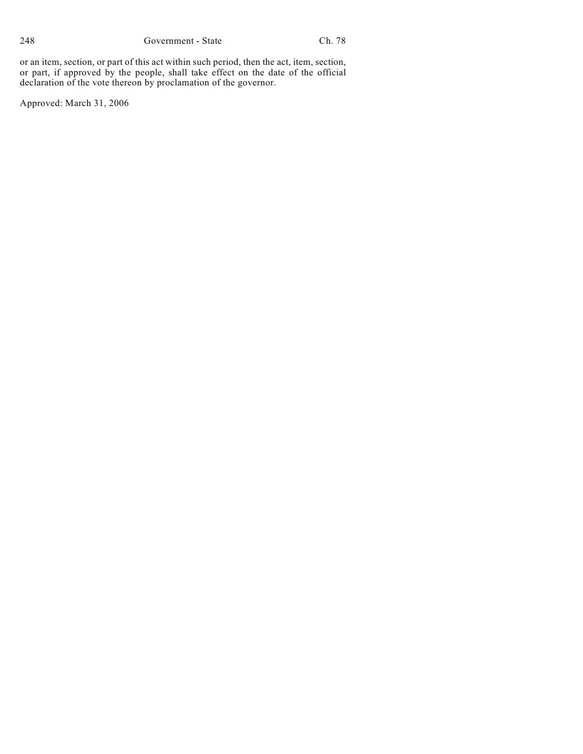or an item, section, or part of this act within such period, then the act, item, section, or part, if approved by the people, shall take effect on the date of the official declaration of the vote thereon by proclamation of the governor.

Approved: March 31, 2006